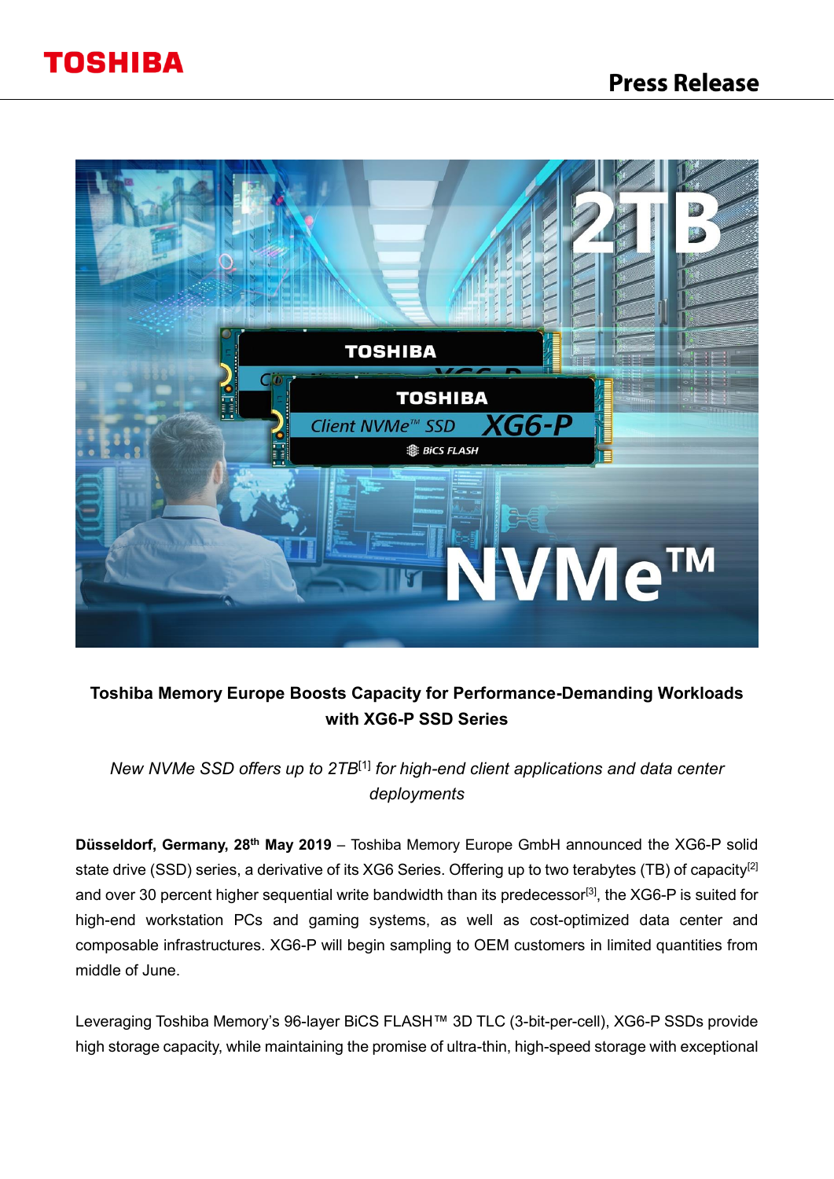**TOSHIBA**

**Press Release**

**Toshiba Memory Europe Boosts Capacity for Performance-Demanding Workloads with XG6-P SSD Series**

*New NVMe SSD offers up to 2TB[1] for high-end client applications and data center deployments*

**Düsseldorf, Germany, 28th May 2019** – Toshiba Memory Europe GmbH announced the XG6-P solid state drive (SSD) series, a derivative of its XG6 Series. Offering up to two terabytes (TB) of capacity[2] and over 30 percent higher sequential write bandwidth than its predecessor[3], the XG6-P is suited for high-end workstation PCs and gaming systems, as well as cost-optimized data center and composable infrastructures. XG6-P will begin sampling to OEM customers in limited quantities from middle of June.

Leveraging Toshiba Memory's 96-layer BiCS FLASH™ 3D TLC (3-bit-per-cell), XG6-P SSDs provide high storage capacity, while maintaining the promise of ultra-thin, high-speed storage with exceptional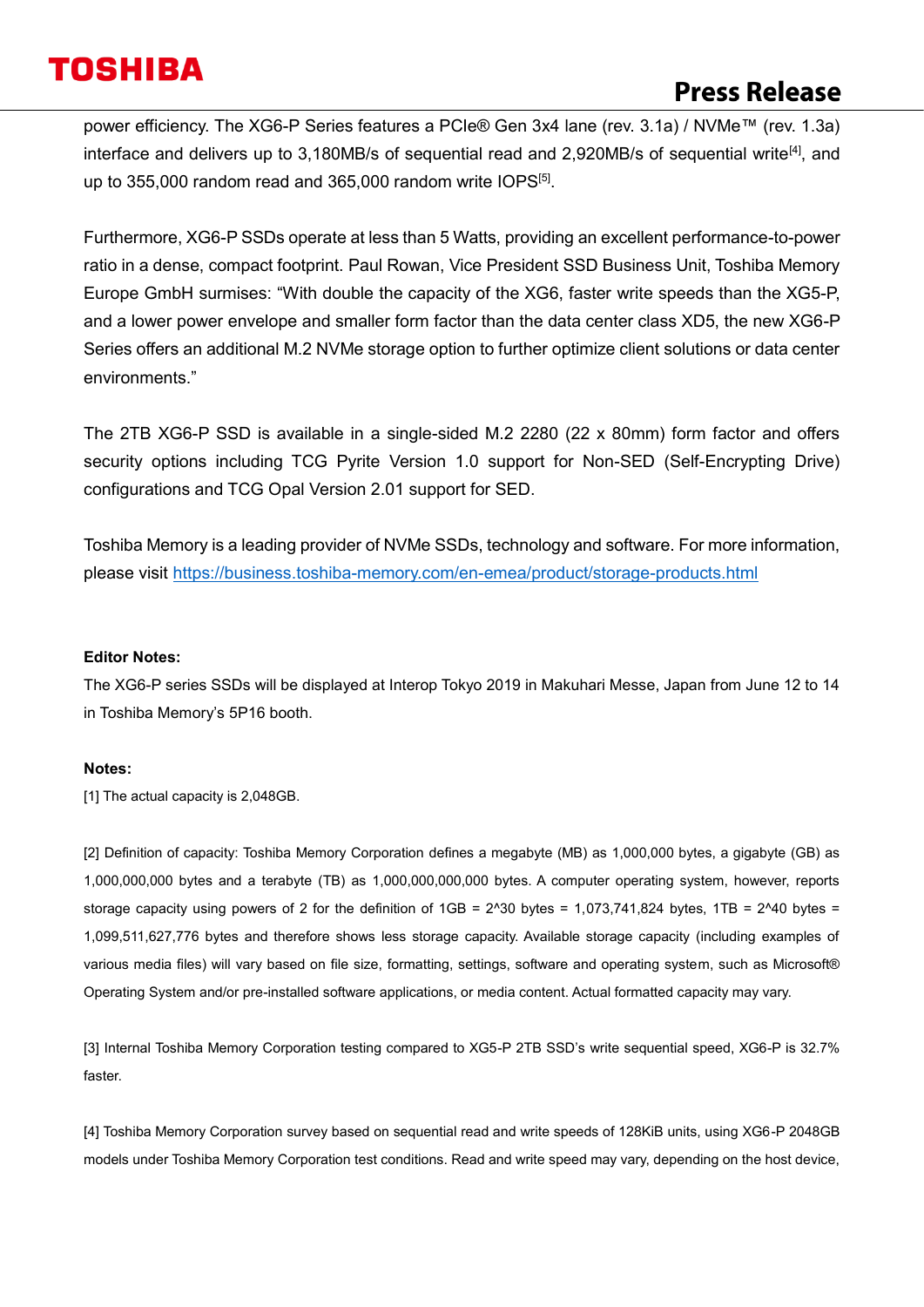power efficiency. The XG6-P Series features a PCIe® Gen 3x4 lane (rev. 3.1a) / NVMe™ (rev. 1.3a) interface and delivers up to 3,180MB/s of sequential read and 2,920MB/s of sequential write[4], and up to 355,000 random read and 365,000 random write IOPS[5].

Furthermore, XG6-P SSDs operate at less than 5 Watts, providing an excellent performance-to-power ratio in a dense, compact footprint. Paul Rowan, Vice President SSD Business Unit, Toshiba Memory Europe GmbH surmises: "With double the capacity of the XG6, faster write speeds than the XG5-P, and a lower power envelope and smaller form factor than the data center class XD5, the new XG6-P Series offers an additional M.2 NVMe storage option to further optimize client solutions or data center environments."

The 2TB XG6-P SSD is available in a single-sided M.2 2280 (22 x 80mm) form factor and offers security options including TCG Pyrite Version 1.0 support for Non-SED (Self-Encrypting Drive) configurations and TCG Opal Version 2.01 support for SED.

Toshiba Memory is a leading provider of NVMe SSDs, technology and software. For more information, please visit https://business.toshiba-memory.com/en-emea/product/storage-products.html

**Editor Notes:**

The XG6-P series SSDs will be displayed at Interop Tokyo 2019 in Makuhari Messe, Japan from June 12 to 14 in Toshiba Memory's 5P16 booth.

**Notes:**

[1] The actual capacity is 2,048GB.

[2] Definition of capacity: Toshiba Memory Corporation defines a megabyte (MB) as 1,000,000 bytes, a gigabyte (GB) as 1,000,000,000 bytes and a terabyte (TB) as 1,000,000,000,000 bytes. A computer operating system, however, reports storage capacity using powers of 2 for the definition of 1GB = 2^30 bytes = 1,073,741,824 bytes, 1TB = 2^40 bytes = 1,099,511,627,776 bytes and therefore shows less storage capacity. Available storage capacity (including examples of various media files) will vary based on file size, formatting, settings, software and operating system, such as Microsoft® Operating System and/or pre-installed software applications, or media content. Actual formatted capacity may vary.

[3] Internal Toshiba Memory Corporation testing compared to XG5-P 2TB SSD's write sequential speed, XG6-P is 32.7% faster.

[4] Toshiba Memory Corporation survey based on sequential read and write speeds of 128KiB units, using XG6-P 2048GB models under Toshiba Memory Corporation test conditions. Read and write speed may vary, depending on the host device,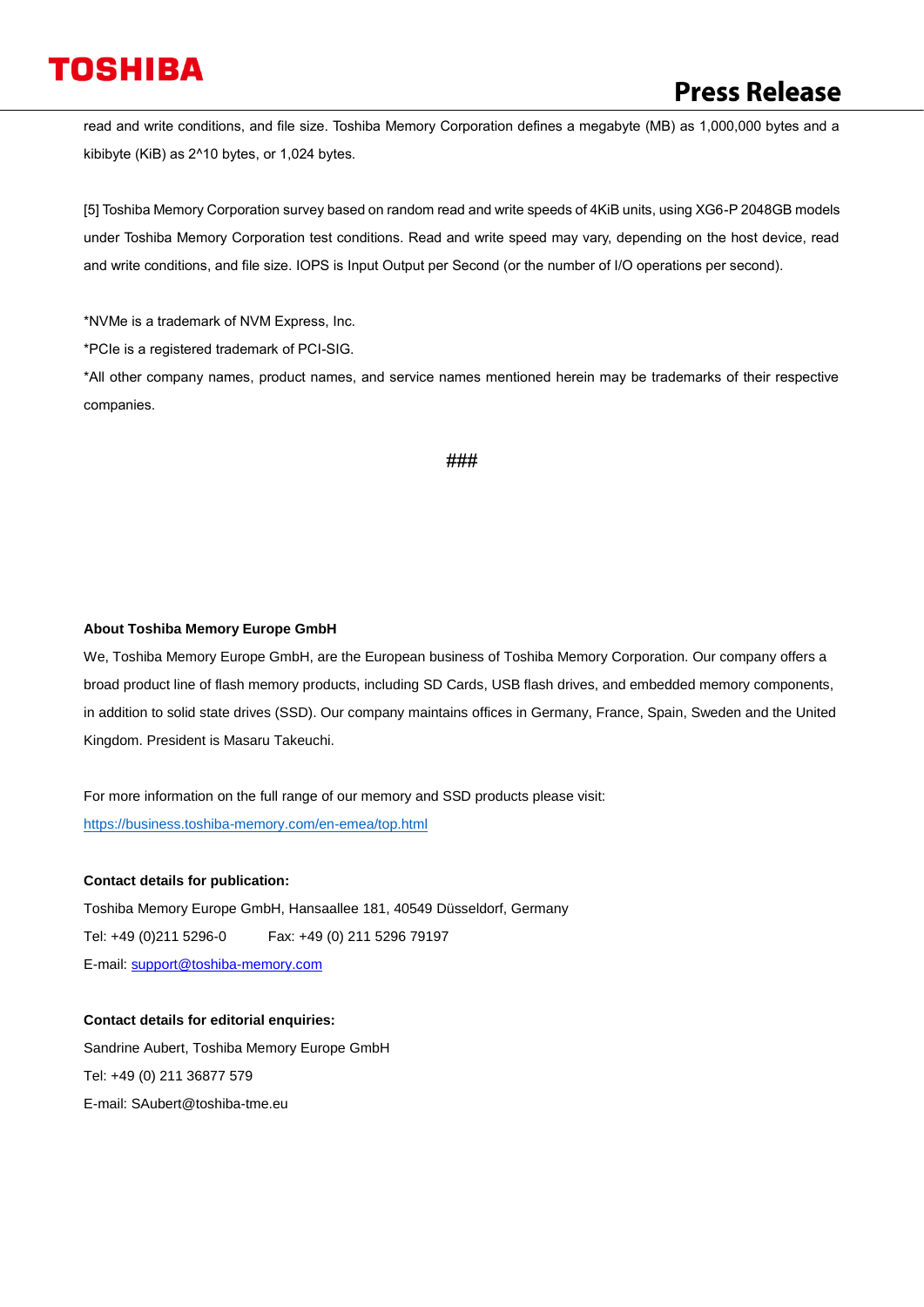read and write conditions, and file size. Toshiba Memory Corporation defines a megabyte (MB) as 1,000,000 bytes and a kibibyte (KiB) as 2^10 bytes, or 1,024 bytes.

[5] Toshiba Memory Corporation survey based on random read and write speeds of 4KiB units, using XG6-P 2048GB models under Toshiba Memory Corporation test conditions. Read and write speed may vary, depending on the host device, read and write conditions, and file size. IOPS is Input Output per Second (or the number of I/O operations per second).

*NVMe is a trademark of NVM Express, Inc.

*PCIe is a registered trademark of PCI-SIG.

*All other company names, product names, and service names mentioned herein may be trademarks of their respective companies.

###

**About Toshiba Memory Europe GmbH**

We, Toshiba Memory Europe GmbH, are the European business of Toshiba Memory Corporation. Our company offers a broad product line of flash memory products, including SD Cards, USB flash drives, and embedded memory components, in addition to solid state drives (SSD). Our company maintains offices in Germany, France, Spain, Sweden and the United Kingdom. President is Masaru Takeuchi.

For more information on the full range of our memory and SSD products please visit:
https://business.toshiba-memory.com/en-emea/top.html

**Contact details for publication:**

Toshiba Memory Europe GmbH, Hansaallee 181, 40549 Düsseldorf, Germany

Tel: +49 (0)211 5296-0 Fax: +49 (0) 211 5296 79197

E-mail: support@toshiba-memory.com

**Contact details for editorial enquiries:**

Sandrine Aubert, Toshiba Memory Europe GmbH

Tel: +49 (0) 211 36877 579

E-mail: SAubert@toshiba-tme.eu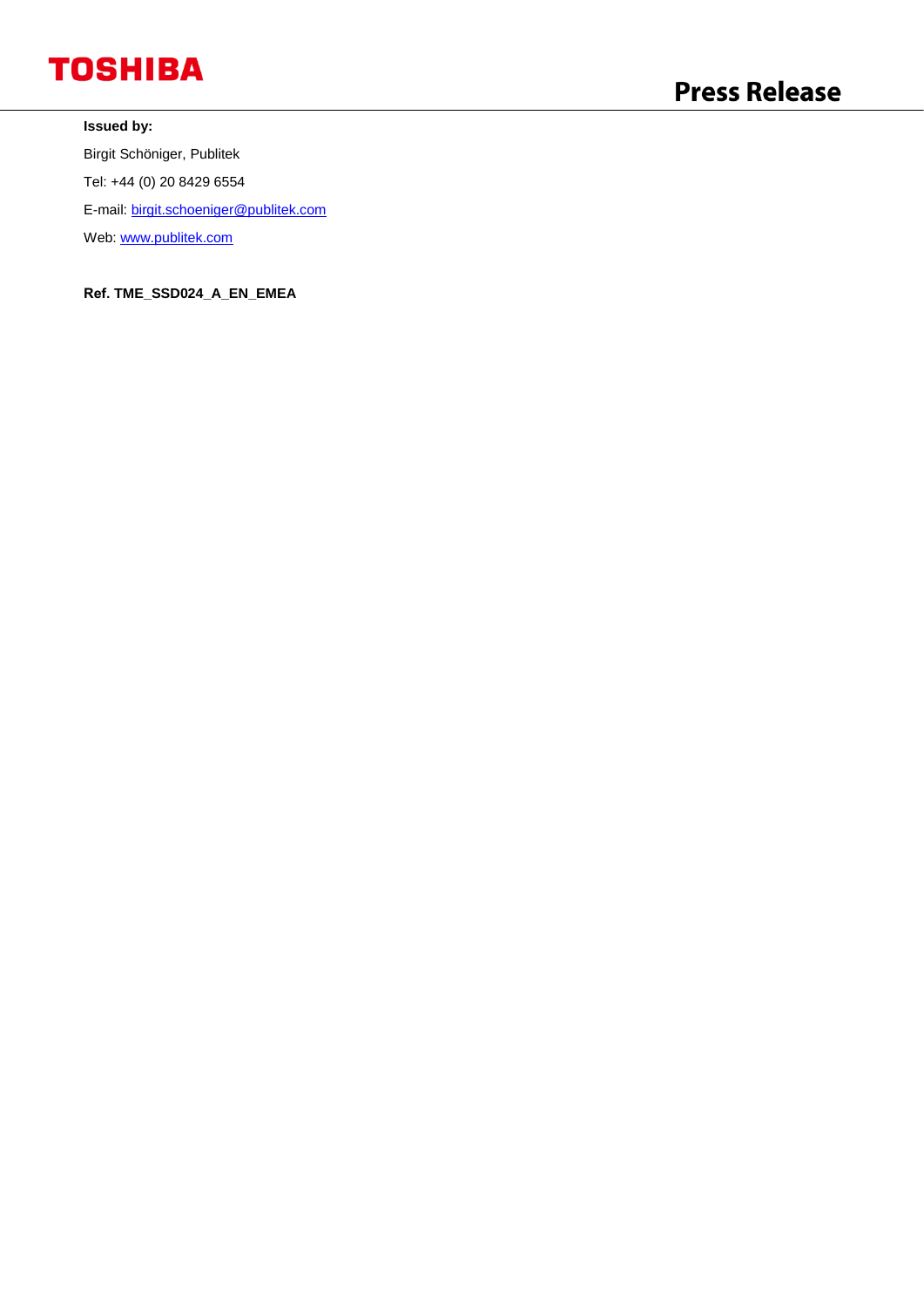**Issued by:**

Birgit Schöniger, Publitek

Tel: +44 (0) 20 8429 6554

E-mail: [birgit.schoeniger@publitek.com](mailto:birgit.schoeniger@publitek.com)

Web: [www.publitek.com](http://www.publitek.com)

**Ref. TME_SSD024_A_EN_EMEA**